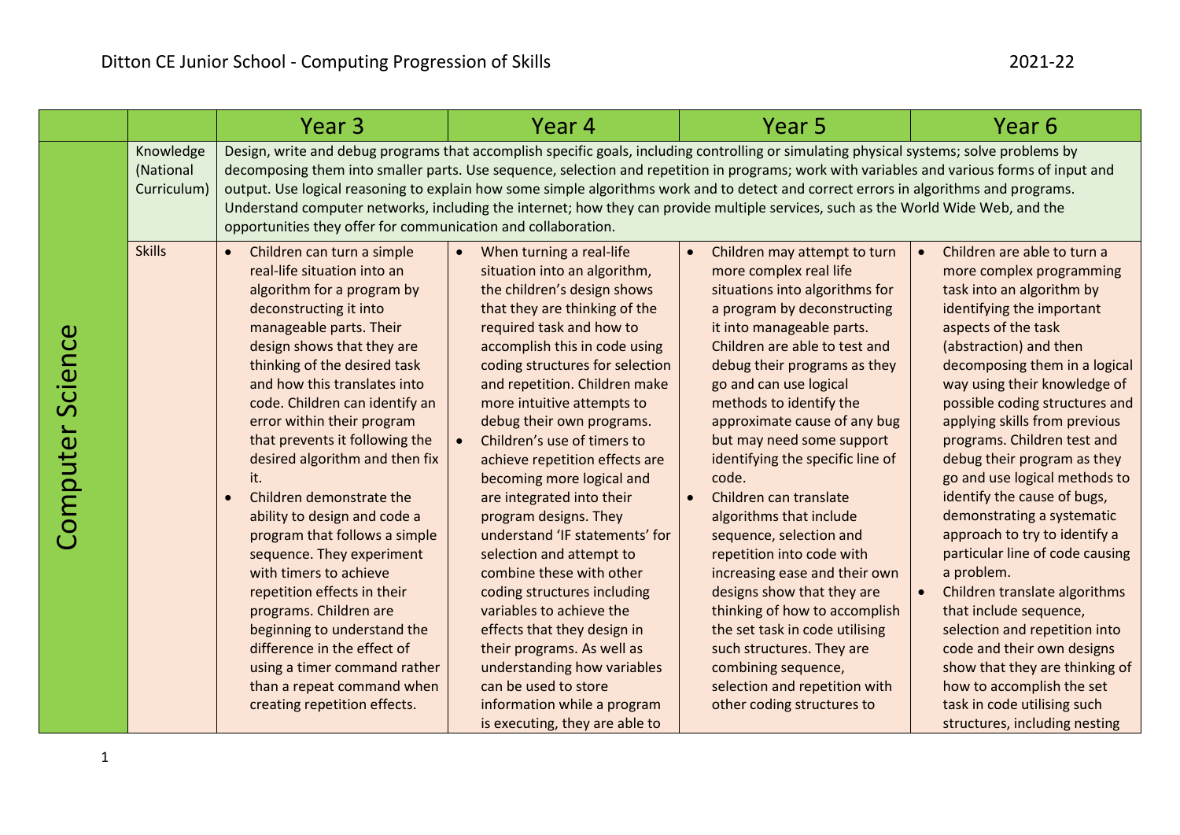# Ditton CE Junior School - Computing Progression of Skills

2021-22

| | | Year 3 | Year 4 | Year 5 | Year 6 |
|---|---|---|---|---|---|
| Computer Science | Knowledge (National Curriculum) | Design, write and debug programs that accomplish specific goals, including controlling or simulating physical systems; solve problems by decomposing them into smaller parts. Use sequence, selection and repetition in programs; work with variables and various forms of input and output. Use logical reasoning to explain how some simple algorithms work and to detect and correct errors in algorithms and programs. Understand computer networks, including the internet; how they can provide multiple services, such as the World Wide Web, and the opportunities they offer for communication and collaboration. | | | |
| | Skills | • Children can turn a simple real-life situation into an algorithm for a program by deconstructing it into manageable parts. Their design shows that they are thinking of the desired task and how this translates into code. Children can identify an error within their program that prevents it following the desired algorithm and then fix it.<br>• Children demonstrate the ability to design and code a program that follows a simple sequence. They experiment with timers to achieve repetition effects in their programs. Children are beginning to understand the difference in the effect of using a timer command rather than a repeat command when creating repetition effects. | • When turning a real-life situation into an algorithm, the children's design shows that they are thinking of the required task and how to accomplish this in code using coding structures for selection and repetition. Children make more intuitive attempts to debug their own programs.<br>• Children's use of timers to achieve repetition effects are becoming more logical and are integrated into their program designs. They understand 'IF statements' for selection and attempt to combine these with other coding structures including variables to achieve the effects that they design in their programs. As well as understanding how variables can be used to store information while a program is executing, they are able to | • Children may attempt to turn more complex real life situations into algorithms for a program by deconstructing it into manageable parts. Children are able to test and debug their programs as they go and can use logical methods to identify the approximate cause of any bug but may need some support identifying the specific line of code.<br>• Children can translate algorithms that include sequence, selection and repetition into code with increasing ease and their own designs show that they are thinking of how to accomplish the set task in code utilising such structures. They are combining sequence, selection and repetition with other coding structures to | • Children are able to turn a more complex programming task into an algorithm by identifying the important aspects of the task (abstraction) and then decomposing them in a logical way using their knowledge of possible coding structures and applying skills from previous programs. Children test and debug their program as they go and use logical methods to identify the cause of bugs, demonstrating a systematic approach to try to identify a particular line of code causing a problem.<br>• Children translate algorithms that include sequence, selection and repetition into code and their own designs show that they are thinking of how to accomplish the set task in code utilising such structures, including nesting |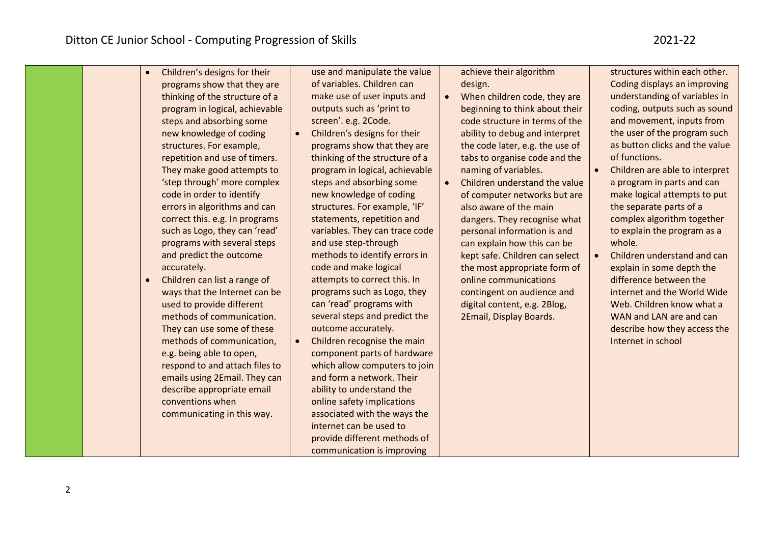| | | | | | |
|---|---|---|---|---|---|
| | | • Children's designs for their programs show that they are thinking of the structure of a program in logical, achievable steps and absorbing some new knowledge of coding structures. For example, repetition and use of timers. They make good attempts to 'step through' more complex code in order to identify errors in algorithms and can correct this. e.g. In programs such as Logo, they can 'read' programs with several steps and predict the outcome accurately.<br>• Children can list a range of ways that the Internet can be used to provide different methods of communication. They can use some of these methods of communication, e.g. being able to open, respond to and attach files to emails using 2Email. They can describe appropriate email conventions when communicating in this way. | use and manipulate the value of variables. Children can make use of user inputs and outputs such as 'print to screen'. e.g. 2Code.<br>• Children's designs for their programs show that they are thinking of the structure of a program in logical, achievable steps and absorbing some new knowledge of coding structures. For example, 'IF' statements, repetition and variables. They can trace code and use step-through methods to identify errors in code and make logical attempts to correct this. In programs such as Logo, they can 'read' programs with several steps and predict the outcome accurately.<br>• Children recognise the main component parts of hardware which allow computers to join and form a network. Their ability to understand the online safety implications associated with the ways the internet can be used to provide different methods of communication is improving | achieve their algorithm design.<br>• When children code, they are beginning to think about their code structure in terms of the ability to debug and interpret the code later, e.g. the use of tabs to organise code and the naming of variables.<br>• Children understand the value of computer networks but are also aware of the main dangers. They recognise what personal information is and can explain how this can be kept safe. Children can select the most appropriate form of online communications contingent on audience and digital content, e.g. 2Blog, 2Email, Display Boards. | structures within each other. Coding displays an improving understanding of variables in coding, outputs such as sound and movement, inputs from the user of the program such as button clicks and the value of functions.<br>• Children are able to interpret a program in parts and can make logical attempts to put the separate parts of a complex algorithm together to explain the program as a whole.<br>• Children understand and can explain in some depth the difference between the internet and the World Wide Web. Children know what a WAN and LAN are and can describe how they access the Internet in school |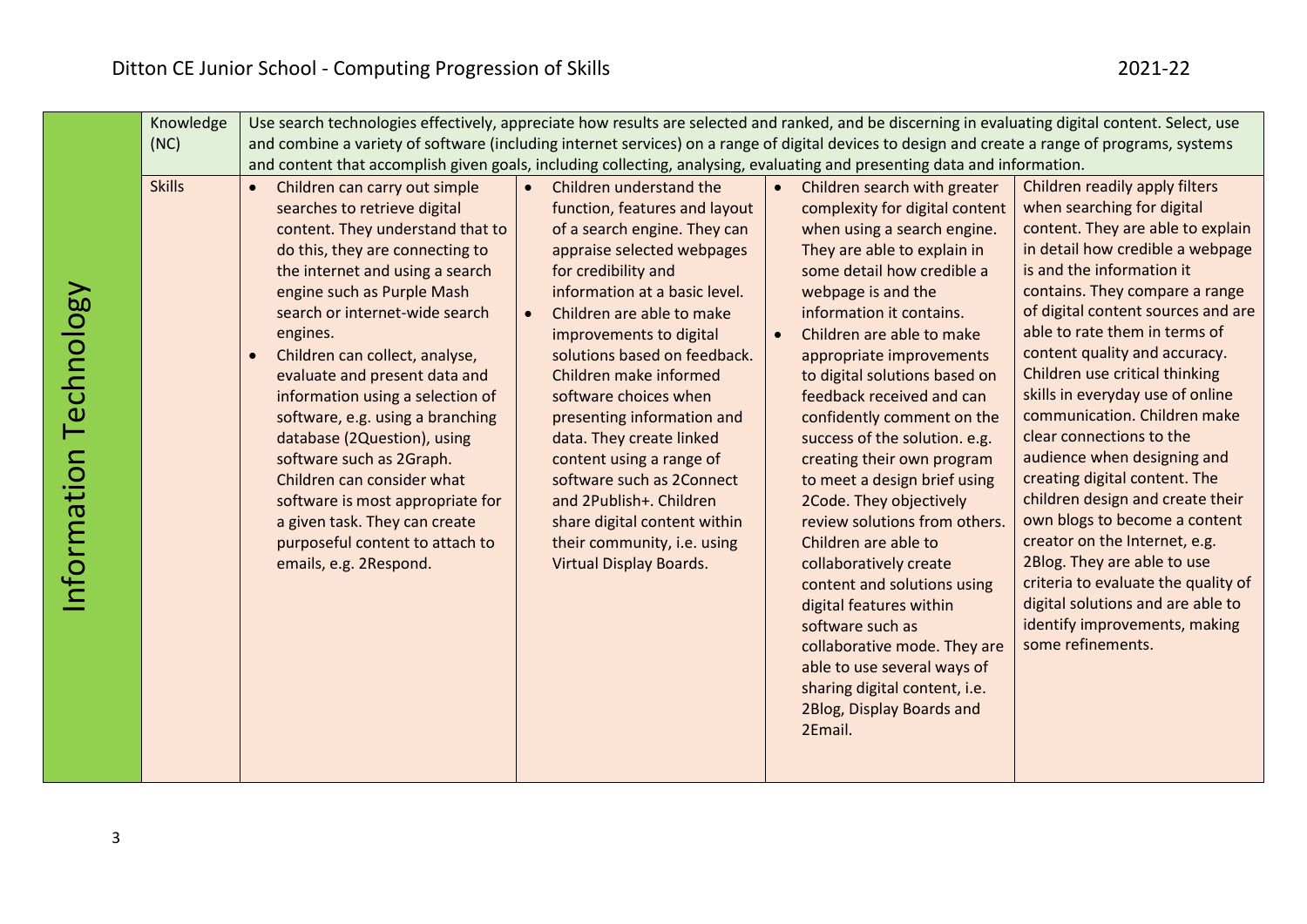| Information Technology | | | | | |
|---|---|---|---|---|---|
| Knowledge (NC) | Use search technologies effectively, appreciate how results are selected and ranked, and be discerning in evaluating digital content. Select, use and combine a variety of software (including internet services) on a range of digital devices to design and create a range of programs, systems and content that accomplish given goals, including collecting, analysing, evaluating and presenting data and information. | | | | |
| Skills | • Children can carry out simple searches to retrieve digital content. They understand that to do this, they are connecting to the internet and using a search engine such as Purple Mash search or internet-wide search engines.<br>• Children can collect, analyse, evaluate and present data and information using a selection of software, e.g. using a branching database (2Question), using software such as 2Graph. Children can consider what software is most appropriate for a given task. They can create purposeful content to attach to emails, e.g. 2Respond. | • Children understand the function, features and layout of a search engine. They can appraise selected webpages for credibility and information at a basic level.<br>• Children are able to make improvements to digital solutions based on feedback. Children make informed software choices when presenting information and data. They create linked content using a range of software such as 2Connect and 2Publish+. Children share digital content within their community, i.e. using Virtual Display Boards. | • Children search with greater complexity for digital content when using a search engine. They are able to explain in some detail how credible a webpage and the information it contains.<br>• Children are able to make appropriate improvements to digital solutions based on feedback received and can confidently comment on the success of the solution. e.g. creating their own program to meet a design brief using 2Code. They objectively review solutions from others. Children are able to collaboratively create content and solutions using digital features within software such as collaborative mode. They are able to use several ways of sharing digital content, i.e. 2Blog, Display Boards and 2Email. | Children readily apply filters when searching for digital content. They are able to explain in detail how credible a webpage is and the information it contains. They compare a range of digital content sources and are able to rate them in terms of content quality and accuracy. Children use critical thinking skills in everyday use of online communication. Children make clear connections to the audience when designing and creating digital content. The children design and create their own blogs to become a content creator on the Internet, e.g. 2Blog. They are able to use criteria to evaluate the quality of digital solutions and are able to identify improvements, making some refinements. |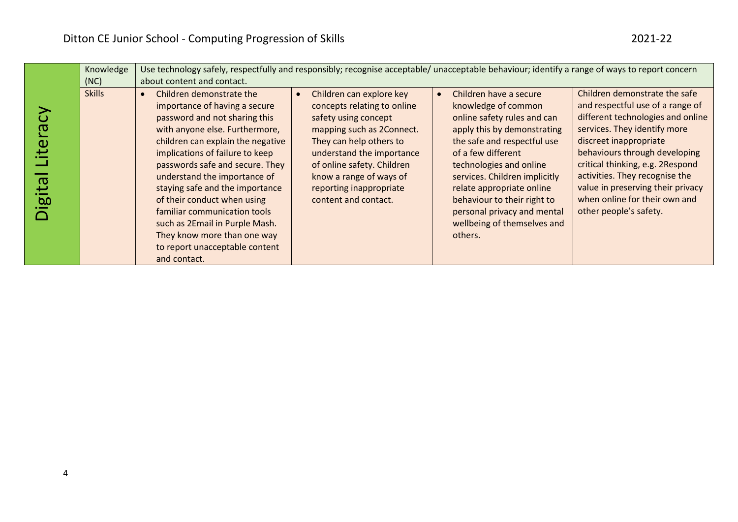| | | | | | |
|---|---|---|---|---|---|
| Digital Literacy | Knowledge (NC) | Use technology safely, respectfully and responsibly; recognise acceptable/ unacceptable behaviour; identify a range of ways to report concern about content and contact. | | | |
| | Skills | • Children demonstrate the importance of having a secure password and not sharing this with anyone else. Furthermore, children can explain the negative implications of failure to keep passwords safe and secure. They understand the importance of staying safe and the importance of their conduct when using familiar communication tools such as 2Email in Purple Mash. They know more than one way to report unacceptable content and contact. | • Children can explore key concepts relating to online safety using concept mapping such as 2Connect. They can help others to understand the importance of online safety. Children know a range of ways of reporting inappropriate content and contact. | • Children have a secure knowledge of common online safety rules and can apply this by demonstrating the safe and respectful use of a few different technologies and online services. Children implicitly relate appropriate online behaviour to their right to personal privacy and mental wellbeing of themselves and others. | Children demonstrate the safe and respectful use of a range of different technologies and online services. They identify more discreet inappropriate behaviours through developing critical thinking, e.g. 2Respond activities. They recognise the value in preserving their privacy when online for their own and other people's safety. |